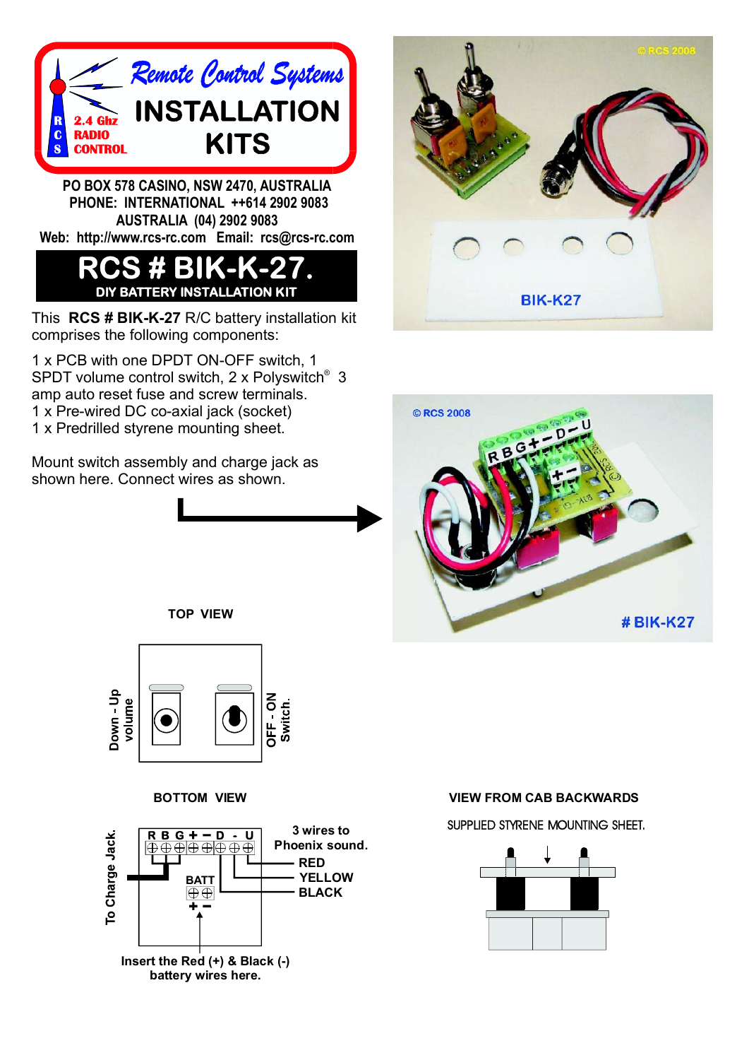# Remote Control Systems INSTALLATION KITS

RCS 2.4 Ghz RADIO CONTROL

**PO BOX 578 CASINO, NSW 2470, AUSTRALIA**
**PHONE: INTERNATIONAL ++614 2902 9083**
**AUSTRALIA (04) 2902 9083**
**Web: http://www.rcs-rc.com Email: rcs@rcs-rc.com**

# RCS # BIK-K-27.

## DIY BATTERY INSTALLATION KIT

This **RCS # BIK-K-27** R/C battery installation kit comprises the following components:

1 x PCB with one DPDT ON-OFF switch, 1 SPDT volume control switch, 2 x Polyswitch® 3 amp auto reset fuse and screw terminals.
1 x Pre-wired DC co-axial jack (socket)
1 x Predrilled styrene mounting sheet.

Mount switch assembly and charge jack as shown here. Connect wires as shown.

© RCS 2008

BIK-K27

© RCS 2008

# BIK-K27

**TOP VIEW**

Down - Up volume

OFF - ON Switch.

**BOTTOM VIEW**

R B G + − D - U

To Charge Jack.

BATT + −

**3 wires to Phoenix sound.**
**RED**
**YELLOW**
**BLACK**

**Insert the Red (+) & Black (-) battery wires here.**

**VIEW FROM CAB BACKWARDS**

SUPPLIED STYRENE MOUNTING SHEET.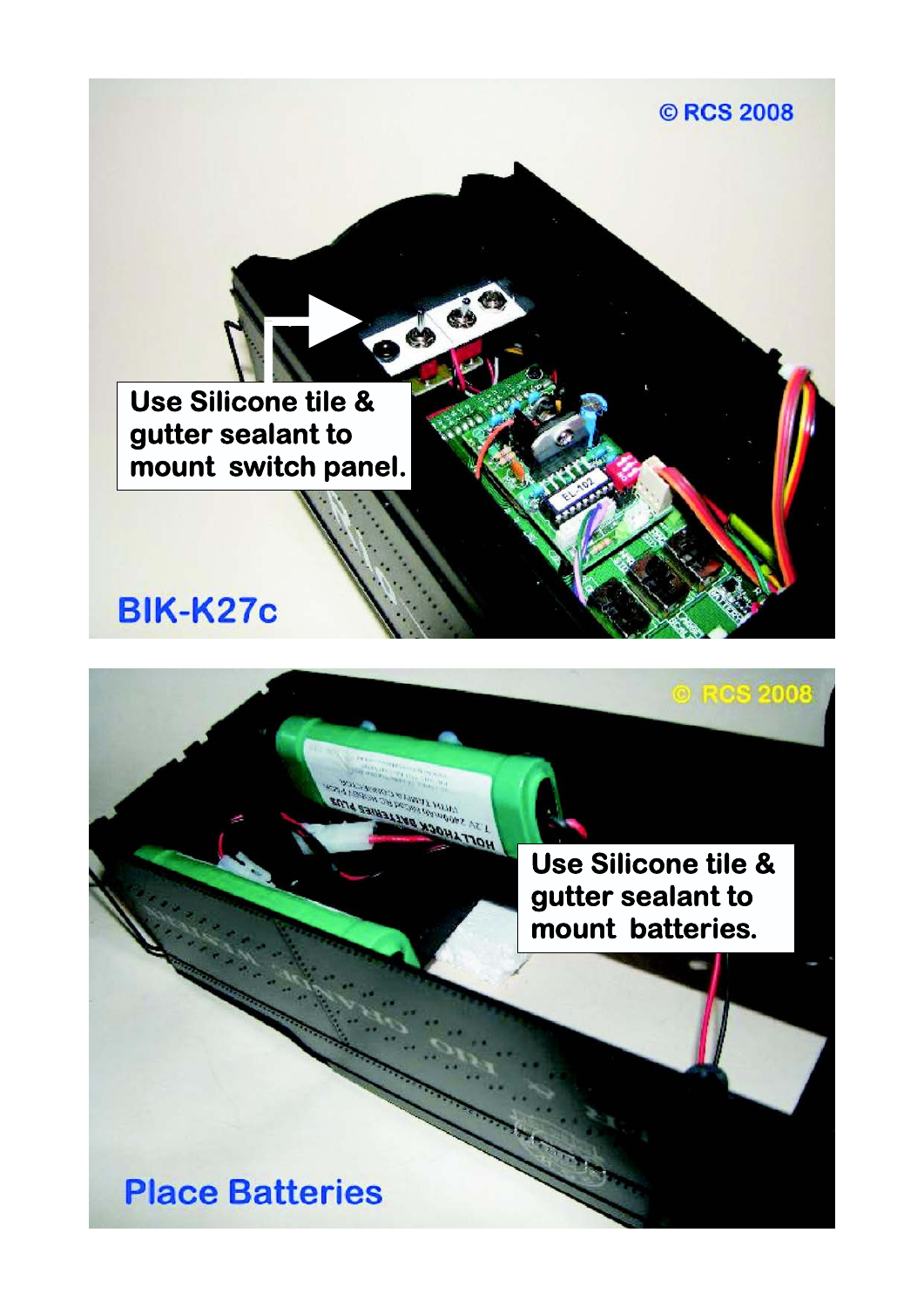© RCS 2008

Use Silicone tile & gutter sealant to mount switch panel.

BIK-K27c

© RCS 2008

Use Silicone tile & gutter sealant to mount batteries.

Place Batteries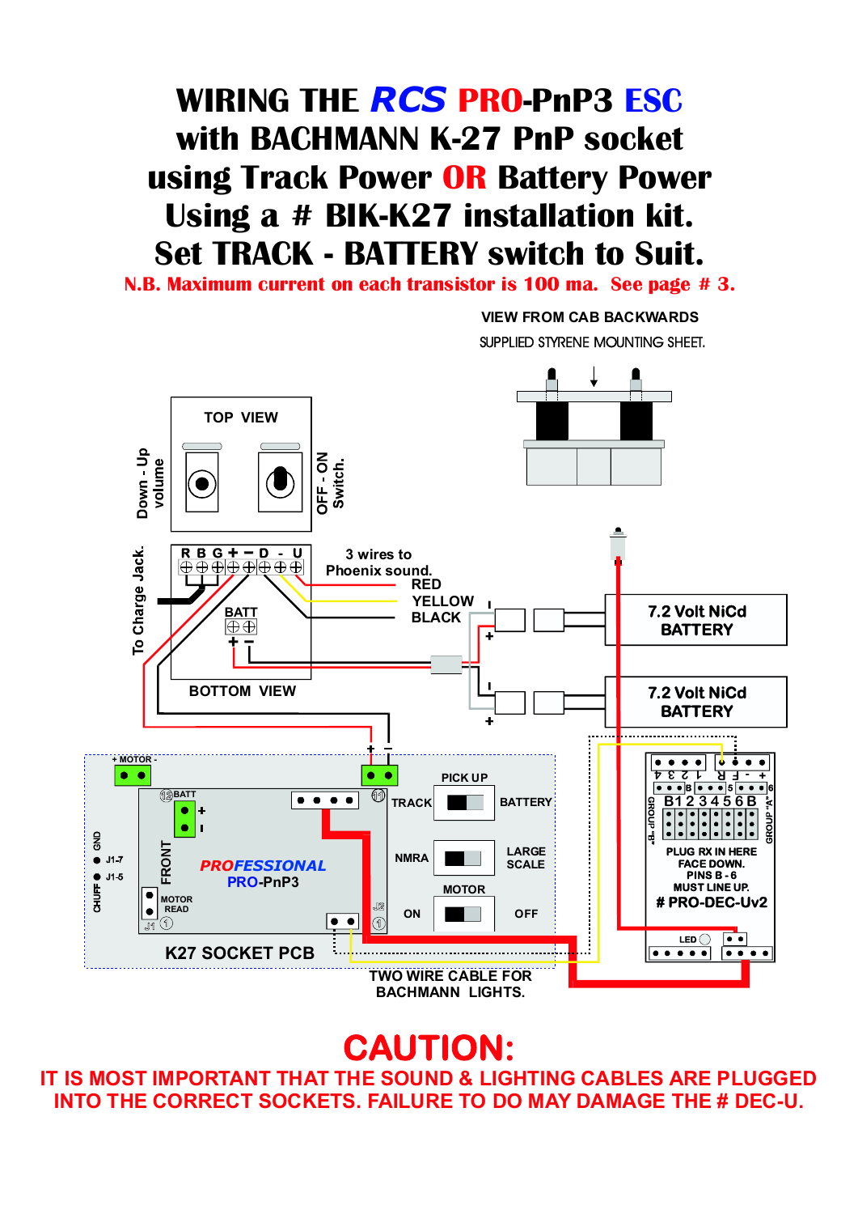# WIRING THE *RCS* PRO-PnP3 ESC with BACHMANN K-27 PnP socket using Track Power OR Battery Power Using a # BIK-K27 installation kit. Set TRACK - BATTERY switch to Suit.

**N.B. Maximum current on each transistor is 100 ma. See page # 3.**

VIEW FROM CAB BACKWARDS

SUPPLIED STYRENE MOUNTING SHEET.

TOP VIEW

Down - Up volume

OFF - ON Switch.

To Charge Jack.

R B G + − D - U

3 wires to Phoenix sound.

RED

YELLOW

BLACK

BATT

\+ −

BOTTOM VIEW

7.2 Volt NiCd BATTERY

7.2 Volt NiCd BATTERY

\+ MOTOR -

BATT

FRONT

*PROFESSIONAL*

PRO-PnP3

GND

J1-7

J1-5

CHUFF

MOTOR READ

J1

J2

K27 SOCKET PCB

PICK UP

TRACK

BATTERY

NMRA

LARGE SCALE

MOTOR

ON

OFF

TWO WIRE CABLE FOR BACHMANN LIGHTS.

GROUP "B"

GROUP "A"

B 1 2 3 4 5 6 B

PLUG RX IN HERE FACE DOWN. PINS B - 6 MUST LINE UP.

# PRO-DEC-Uv2

LED

## CAUTION:

**IT IS MOST IMPORTANT THAT THE SOUND & LIGHTING CABLES ARE PLUGGED INTO THE CORRECT SOCKETS. FAILURE TO DO MAY DAMAGE THE # DEC-U.**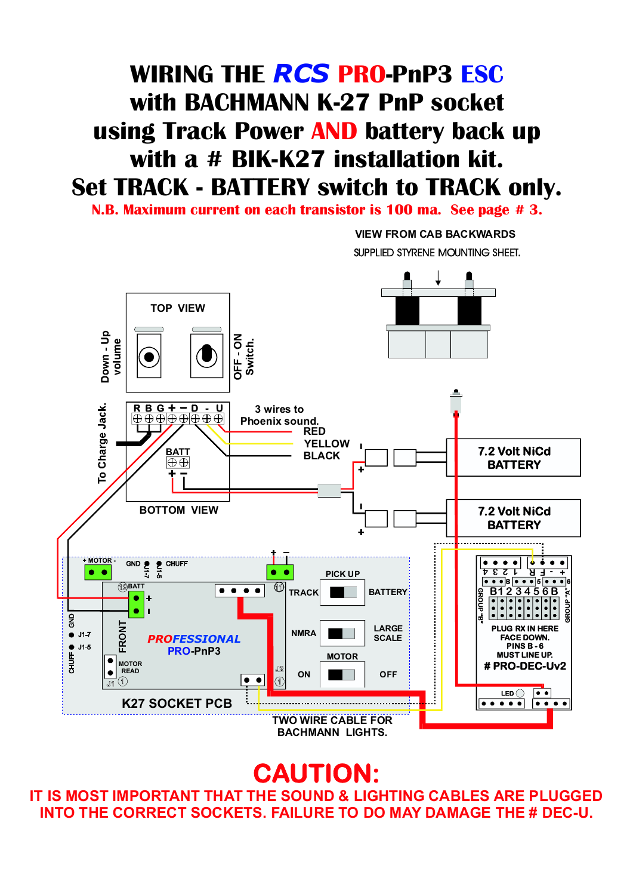# WIRING THE *RCS* PRO-PnP3 ESC with BACHMANN K-27 PnP socket using Track Power AND battery back up with a # BIK-K27 installation kit. Set TRACK - BATTERY switch to TRACK only.

**N.B. Maximum current on each transistor is 100 ma. See page # 3.**

VIEW FROM CAB BACKWARDS

SUPPLIED STYRENE MOUNTING SHEET.

TOP VIEW

Down - Up volume

OFF - ON Switch.

R B G + − D - U

3 wires to Phoenix sound.

RED

YELLOW

BLACK

To Charge Jack.

BATT

+ −

BOTTOM VIEW

7.2 Volt NiCd BATTERY

7.2 Volt NiCd BATTERY

+ MOTOR -

GND

CHUFF

J1-7

J1-5

BATT

FRONT

*PROFESSIONAL*

PRO-PnP3

MOTOR READ

J1

J2

PICK UP

TRACK

BATTERY

NMRA

LARGE SCALE

MOTOR

ON

OFF

K27 SOCKET PCB

TWO WIRE CABLE FOR BACHMANN LIGHTS.

GROUP "B"

GROUP "A"

B1 2 3 4 5 6B

PLUG RX IN HERE FACE DOWN. PINS B - 6 MUST LINE UP.

# PRO-DEC-Uv2

LED

## CAUTION:

**IT IS MOST IMPORTANT THAT THE SOUND & LIGHTING CABLES ARE PLUGGED INTO THE CORRECT SOCKETS. FAILURE TO DO MAY DAMAGE THE # DEC-U.**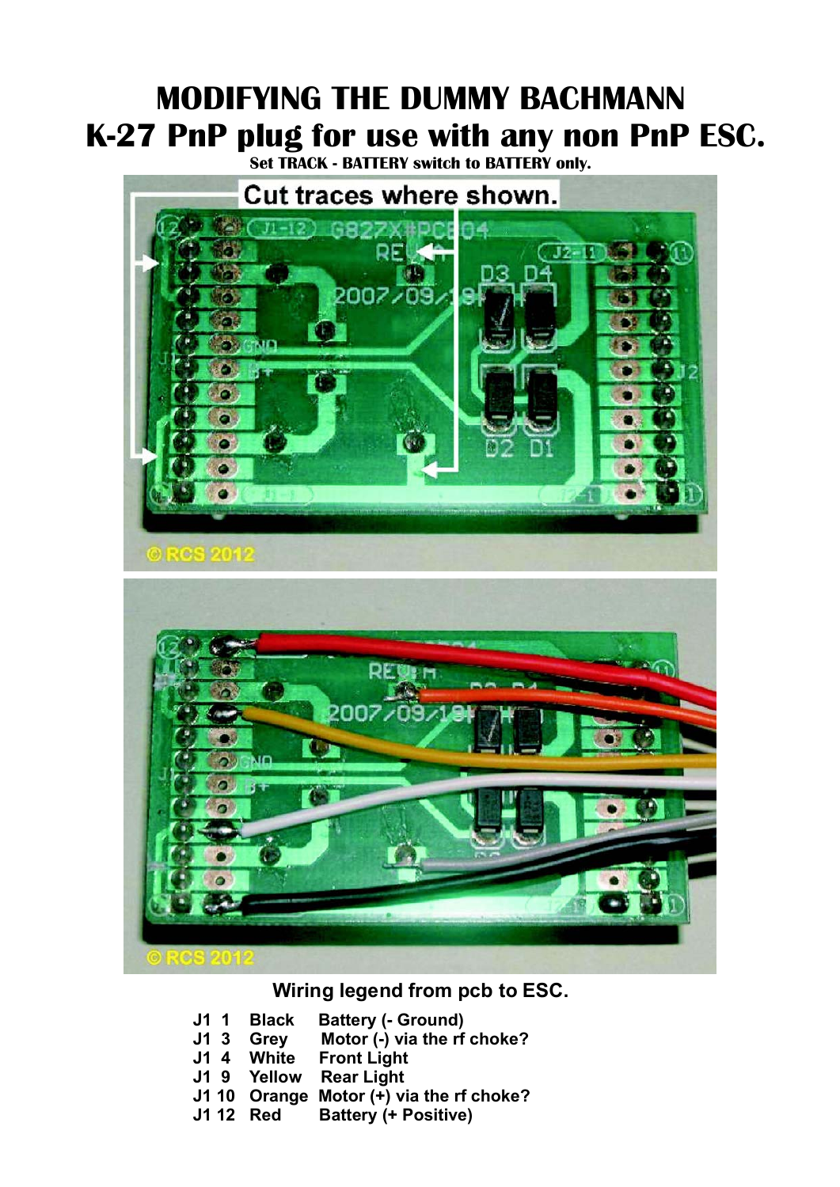# MODIFYING THE DUMMY BACHMANN K-27 PnP plug for use with any non PnP ESC.

**Set TRACK - BATTERY switch to BATTERY only.**

Cut traces where shown.

© RCS 2012

© RCS 2012

**Wiring legend from pcb to ESC.**

| | | | |
|---|---|---|---|
| J1 | 1 | Black | Battery (- Ground) |
| J1 | 3 | Grey | Motor (-) via the rf choke? |
| J1 | 4 | White | Front Light |
| J1 | 9 | Yellow | Rear Light |
| J1 | 10 | Orange | Motor (+) via the rf choke? |
| J1 | 12 | Red | Battery (+ Positive) |